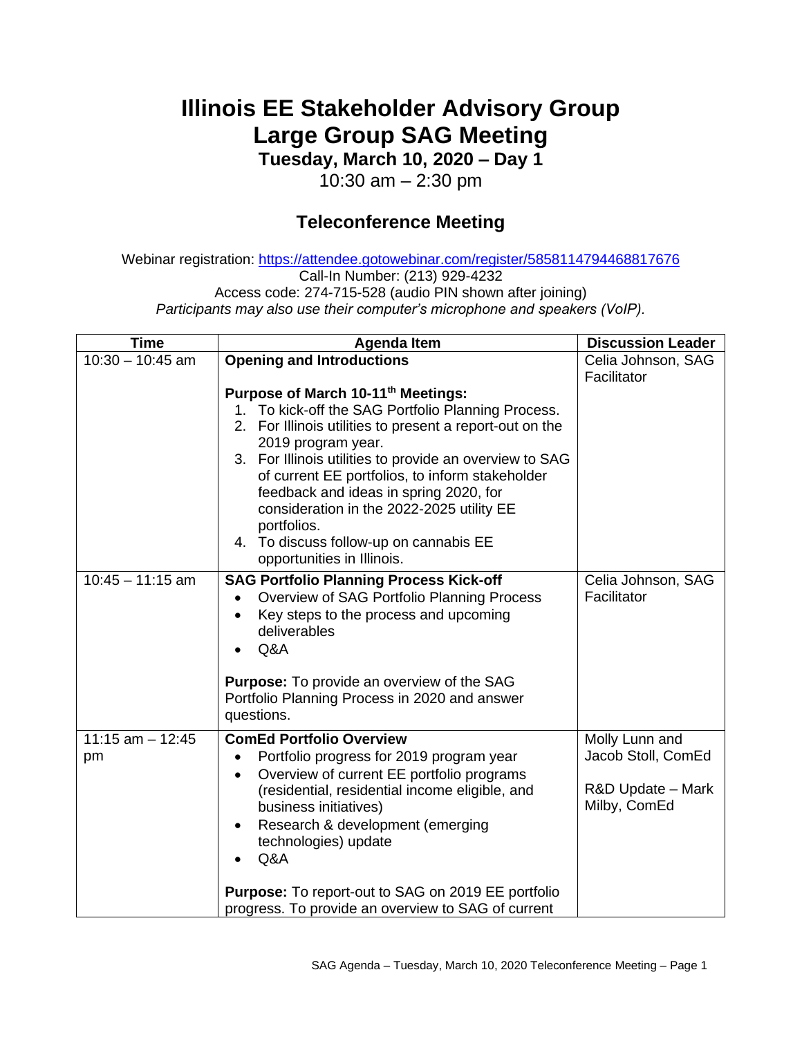# Illinois EE Stakeholder Advisory Group
# Large Group SAG Meeting
### Tuesday, March 10, 2020 – Day 1
10:30 am – 2:30 pm

## Teleconference Meeting

Webinar registration: https://attendee.gotowebinar.com/register/5858114794468817676
Call-In Number: (213) 929-4232
Access code: 274-715-528 (audio PIN shown after joining)
*Participants may also use their computer's microphone and speakers (VoIP).*

| Time | Agenda Item | Discussion Leader |
|---|---|---|
| 10:30 – 10:45 am | **Opening and Introductions**<br><br>**Purpose of March 10-11th Meetings:**<br>1. To kick-off the SAG Portfolio Planning Process.<br>2. For Illinois utilities to present a report-out on the 2019 program year.<br>3. For Illinois utilities to provide an overview to SAG of current EE portfolios, to inform stakeholder feedback and ideas in spring 2020, for consideration in the 2022-2025 utility EE portfolios.<br>4. To discuss follow-up on cannabis EE opportunities in Illinois. | Celia Johnson, SAG Facilitator |
| 10:45 – 11:15 am | **SAG Portfolio Planning Process Kick-off**<br>• Overview of SAG Portfolio Planning Process<br>• Key steps to the process and upcoming deliverables<br>• Q&A<br><br>**Purpose:** To provide an overview of the SAG Portfolio Planning Process in 2020 and answer questions. | Celia Johnson, SAG Facilitator |
| 11:15 am – 12:45 pm | **ComEd Portfolio Overview**<br>• Portfolio progress for 2019 program year<br>• Overview of current EE portfolio programs (residential, residential income eligible, and business initiatives)<br>• Research & development (emerging technologies) update<br>• Q&A<br><br>**Purpose:** To report-out to SAG on 2019 EE portfolio progress. To provide an overview to SAG of current | Molly Lunn and Jacob Stoll, ComEd<br><br>R&D Update – Mark Milby, ComEd |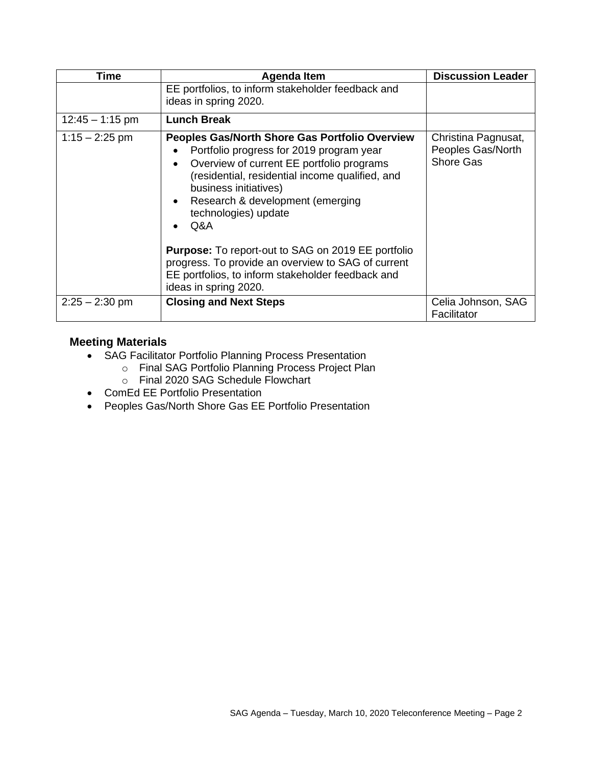| Time | Agenda Item | Discussion Leader |
|---|---|---|
| | EE portfolios, to inform stakeholder feedback and ideas in spring 2020. | |
| 12:45 – 1:15 pm | **Lunch Break** | |
| 1:15 – 2:25 pm | **Peoples Gas/North Shore Gas Portfolio Overview**<br>• Portfolio progress for 2019 program year<br>• Overview of current EE portfolio programs (residential, residential income qualified, and business initiatives)<br>• Research & development (emerging technologies) update<br>• Q&A<br><br>**Purpose:** To report-out to SAG on 2019 EE portfolio progress. To provide an overview to SAG of current EE portfolios, to inform stakeholder feedback and ideas in spring 2020. | Christina Pagnusat, Peoples Gas/North Shore Gas |
| 2:25 – 2:30 pm | **Closing and Next Steps** | Celia Johnson, SAG Facilitator |

## Meeting Materials

- SAG Facilitator Portfolio Planning Process Presentation
  - Final SAG Portfolio Planning Process Project Plan
  - Final 2020 SAG Schedule Flowchart
- ComEd EE Portfolio Presentation
- Peoples Gas/North Shore Gas EE Portfolio Presentation